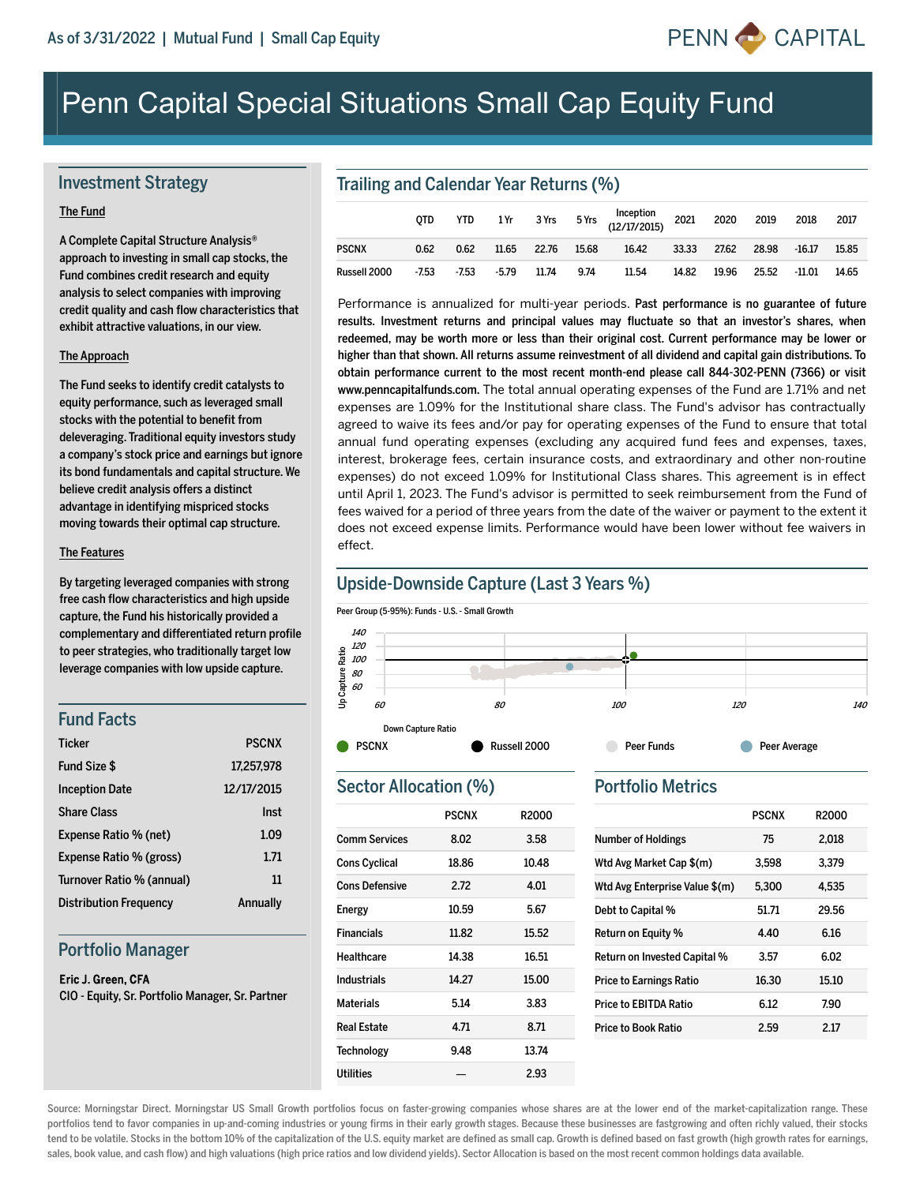As of 3/31/2022 | Mutual Fund | Small Cap Equity

PENN CAPITAL

# Penn Capital Special Situations Small Cap Equity Fund

## Investment Strategy

**The Fund**

A Complete Capital Structure Analysis® approach to investing in small cap stocks, the Fund combines credit research and equity analysis to select companies with improving credit quality and cash flow characteristics that exhibit attractive valuations, in our view.

**The Approach**

The Fund seeks to identify credit catalysts to equity performance, such as leveraged small stocks with the potential to benefit from deleveraging. Traditional equity investors study a company's stock price and earnings but ignore its bond fundamentals and capital structure. We believe credit analysis offers a distinct advantage in identifying mispriced stocks moving towards their optimal cap structure.

**The Features**

By targeting leveraged companies with strong free cash flow characteristics and high upside capture, the Fund his historically provided a complementary and differentiated return profile to peer strategies, who traditionally target low leverage companies with low upside capture.

## Fund Facts

| | |
|---|---|
| Ticker | PSCNX |
| Fund Size $ | 17,257,978 |
| Inception Date | 12/17/2015 |
| Share Class | Inst |
| Expense Ratio % (net) | 1.09 |
| Expense Ratio % (gross) | 1.71 |
| Turnover Ratio % (annual) | 11 |
| Distribution Frequency | Annually |

## Portfolio Manager

**Eric J. Green, CFA**
CIO - Equity, Sr. Portfolio Manager, Sr. Partner

## Trailing and Calendar Year Returns (%)

| | QTD | YTD | 1 Yr | 3 Yrs | 5 Yrs | Inception (12/17/2015) | 2021 | 2020 | 2019 | 2018 | 2017 |
|---|---|---|---|---|---|---|---|---|---|---|---|
| PSCNX | 0.62 | 0.62 | 11.65 | 22.76 | 15.68 | 16.42 | 33.33 | 27.62 | 28.98 | -16.17 | 15.85 |
| Russell 2000 | -7.53 | -7.53 | -5.79 | 11.74 | 9.74 | 11.54 | 14.82 | 19.96 | 25.52 | -11.01 | 14.65 |

Performance is annualized for multi-year periods. **Past performance is no guarantee of future results. Investment returns and principal values may fluctuate so that an investor's shares, when redeemed, may be worth more or less than their original cost. Current performance may be lower or higher than that shown. All returns assume reinvestment of all dividend and capital gain distributions. To obtain performance current to the most recent month-end please call 844-302-PENN (7366) or visit www.penncapitalfunds.com.** The total annual operating expenses of the Fund are 1.71% and net expenses are 1.09% for the Institutional share class. The Fund's advisor has contractually agreed to waive its fees and/or pay for operating expenses of the Fund to ensure that total annual fund operating expenses (excluding any acquired fund fees and expenses, taxes, interest, brokerage fees, certain insurance costs, and extraordinary and other non-routine expenses) do not exceed 1.09% for Institutional Class shares. This agreement is in effect until April 1, 2023. The Fund's advisor is permitted to seek reimbursement from the Fund of fees waived for a period of three years from the date of the waiver or payment to the extent it does not exceed expense limits. Performance would have been lower without fee waivers in effect.

## Upside-Downside Capture (Last 3 Years %)

Peer Group (5-95%): Funds - U.S. - Small Growth

Up Capture Ratio / Down Capture Ratio

PSCNX | Russell 2000 | Peer Funds | Peer Average

## Sector Allocation (%)

| | PSCNX | R2000 |
|---|---|---|
| Comm Services | 8.02 | 3.58 |
| Cons Cyclical | 18.86 | 10.48 |
| Cons Defensive | 2.72 | 4.01 |
| Energy | 10.59 | 5.67 |
| Financials | 11.82 | 15.52 |
| Healthcare | 14.38 | 16.51 |
| Industrials | 14.27 | 15.00 |
| Materials | 5.14 | 3.83 |
| Real Estate | 4.71 | 8.71 |
| Technology | 9.48 | 13.74 |
| Utilities | — | 2.93 |

## Portfolio Metrics

| | PSCNX | R2000 |
|---|---|---|
| Number of Holdings | 75 | 2,018 |
| Wtd Avg Market Cap $(m) | 3,598 | 3,379 |
| Wtd Avg Enterprise Value $(m) | 5,300 | 4,535 |
| Debt to Capital % | 51.71 | 29.56 |
| Return on Equity % | 4.40 | 6.16 |
| Return on Invested Capital % | 3.57 | 6.02 |
| Price to Earnings Ratio | 16.30 | 15.10 |
| Price to EBITDA Ratio | 6.12 | 7.90 |
| Price to Book Ratio | 2.59 | 2.17 |

Source: Morningstar Direct. Morningstar US Small Growth portfolios focus on faster-growing companies whose shares are at the lower end of the market-capitalization range. These portfolios tend to favor companies in up-and-coming industries or young firms in their early growth stages. Because these businesses are fastgrowing and often richly valued, their stocks tend to be volatile. Stocks in the bottom 10% of the capitalization of the U.S. equity market are defined as small cap. Growth is defined based on fast growth (high growth rates for earnings, sales, book value, and cash flow) and high valuations (high price ratios and low dividend yields). Sector Allocation is based on the most recent common holdings data available.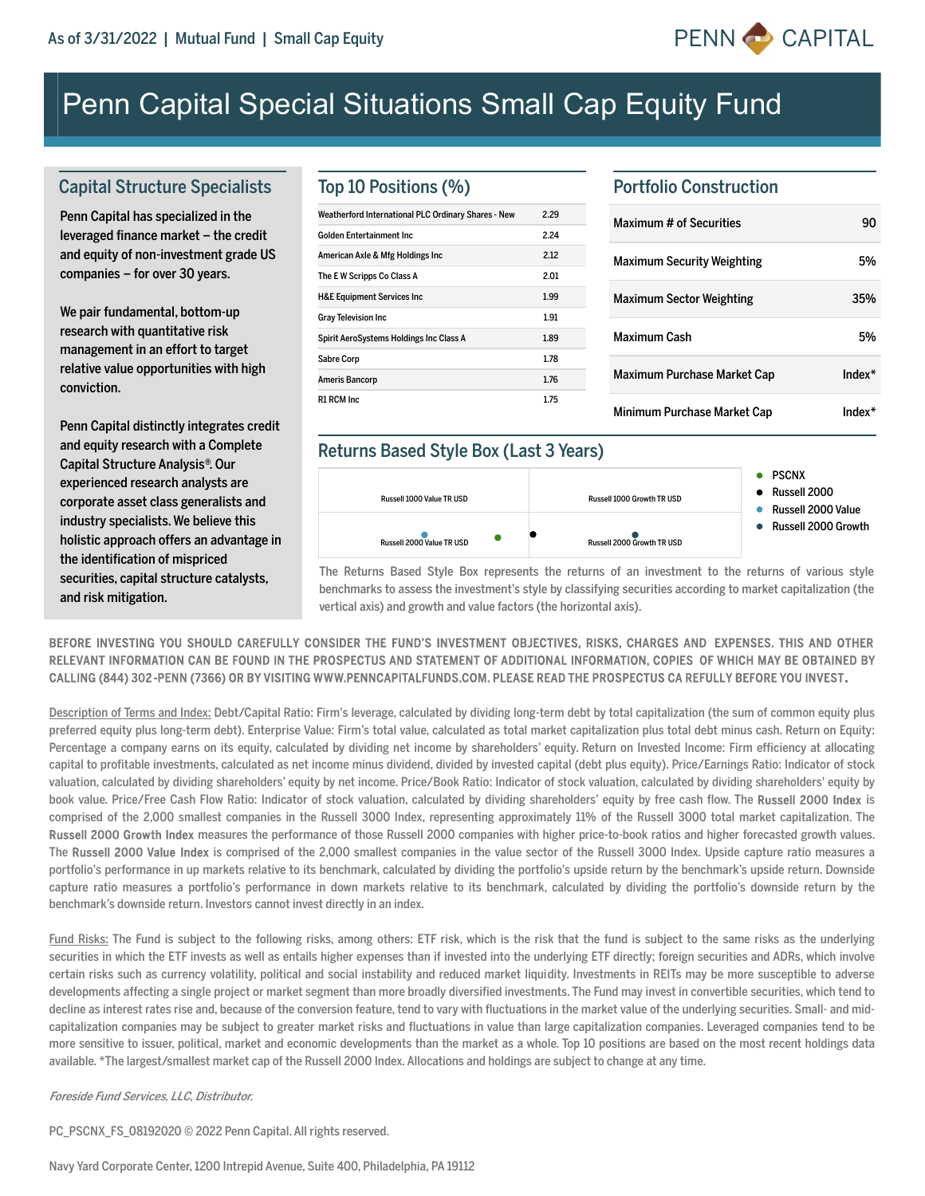As of 3/31/2022 | Mutual Fund | Small Cap Equity

PENN CAPITAL

# Penn Capital Special Situations Small Cap Equity Fund

## Capital Structure Specialists

Penn Capital has specialized in the leveraged finance market – the credit and equity of non-investment grade US companies – for over 30 years.

We pair fundamental, bottom-up research with quantitative risk management in an effort to target relative value opportunities with high conviction.

Penn Capital distinctly integrates credit and equity research with a Complete Capital Structure Analysis®. Our experienced research analysts are corporate asset class generalists and industry specialists. We believe this holistic approach offers an advantage in the identification of mispriced securities, capital structure catalysts, and risk mitigation.

## Top 10 Positions (%)

| | |
|---|---|
| Weatherford International PLC Ordinary Shares - New | 2.29 |
| Golden Entertainment Inc | 2.24 |
| American Axle & Mfg Holdings Inc | 2.12 |
| The E W Scripps Co Class A | 2.01 |
| H&E Equipment Services Inc | 1.99 |
| Gray Television Inc | 1.91 |
| Spirit AeroSystems Holdings Inc Class A | 1.89 |
| Sabre Corp | 1.78 |
| Ameris Bancorp | 1.76 |
| R1 RCM Inc | 1.75 |

## Portfolio Construction

| | |
|---|---|
| Maximum # of Securities | 90 |
| Maximum Security Weighting | 5% |
| Maximum Sector Weighting | 35% |
| Maximum Cash | 5% |
| Maximum Purchase Market Cap | Index* |
| Minimum Purchase Market Cap | Index* |

## Returns Based Style Box (Last 3 Years)

Russell 1000 Value TR USD
Russell 1000 Growth TR USD
Russell 2000 Value TR USD
Russell 2000 Growth TR USD

PSCNX
Russell 2000
Russell 2000 Value
Russell 2000 Growth

The Returns Based Style Box represents the returns of an investment to the returns of various style benchmarks to assess the investment's style by classifying securities according to market capitalization (the vertical axis) and growth and value factors (the horizontal axis).

**BEFORE INVESTING YOU SHOULD CAREFULLY CONSIDER THE FUND'S INVESTMENT OBJECTIVES, RISKS, CHARGES AND EXPENSES. THIS AND OTHER RELEVANT INFORMATION CAN BE FOUND IN THE PROSPECTUS AND STATEMENT OF ADDITIONAL INFORMATION, COPIES OF WHICH MAY BE OBTAINED BY CALLING (844) 302-PENN (7366) OR BY VISITING WWW.PENNCAPITALFUNDS.COM. PLEASE READ THE PROSPECTUS CA REFULLY BEFORE YOU INVEST.**

Description of Terms and Index: Debt/Capital Ratio: Firm's leverage, calculated by dividing long-term debt by total capitalization (the sum of common equity plus preferred equity plus long-term debt). Enterprise Value: Firm's total value, calculated as total market capitalization plus total debt minus cash. Return on Equity: Percentage a company earns on its equity, calculated by dividing net income by shareholders' equity. Return on Invested Income: Firm efficiency at allocating capital to profitable investments, calculated as net income minus dividend, divided by invested capital (debt plus equity). Price/Earnings Ratio: Indicator of stock valuation, calculated by dividing shareholders' equity by net income. Price/Book Ratio: Indicator of stock valuation, calculated by dividing shareholders' equity by book value. Price/Free Cash Flow Ratio: Indicator of stock valuation, calculated by dividing shareholders' equity by free cash flow. The **Russell 2000 Index** is comprised of the 2,000 smallest companies in the Russell 3000 Index, representing approximately 11% of the Russell 3000 total market capitalization. The **Russell 2000 Growth Index** measures the performance of those Russell 2000 companies with higher price-to-book ratios and higher forecasted growth values. The **Russell 2000 Value Index** is comprised of the 2,000 smallest companies in the value sector of the Russell 3000 Index. Upside capture ratio measures a portfolio's performance in up markets relative to its benchmark, calculated by dividing the portfolio's upside return by the benchmark's upside return. Downside capture ratio measures a portfolio's performance in down markets relative to its benchmark, calculated by dividing the portfolio's downside return by the benchmark's downside return. Investors cannot invest directly in an index.

Fund Risks: The Fund is subject to the following risks, among others: ETF risk, which is the risk that the fund is subject to the same risks as the underlying securities in which the ETF invests as well as entails higher expenses than if invested into the underlying ETF directly; foreign securities and ADRs, which involve certain risks such as currency volatility, political and social instability and reduced market liquidity. Investments in REITs may be more susceptible to adverse developments affecting a single project or market segment than more broadly diversified investments. The Fund may invest in convertible securities, which tend to decline as interest rates rise and, because of the conversion feature, tend to vary with fluctuations in the market value of the underlying securities. Small- and mid-capitalization companies may be subject to greater market risks and fluctuations in value than large capitalization companies. Leveraged companies tend to be more sensitive to issuer, political, market and economic developments than the market as a whole. Top 10 positions are based on the most recent holdings data available. *The largest/smallest market cap of the Russell 2000 Index. Allocations and holdings are subject to change at any time.

*Foreside Fund Services, LLC, Distributor.*

PC_PSCNX_FS_08192020 © 2022 Penn Capital. All rights reserved.

Navy Yard Corporate Center, 1200 Intrepid Avenue, Suite 400, Philadelphia, PA 19112